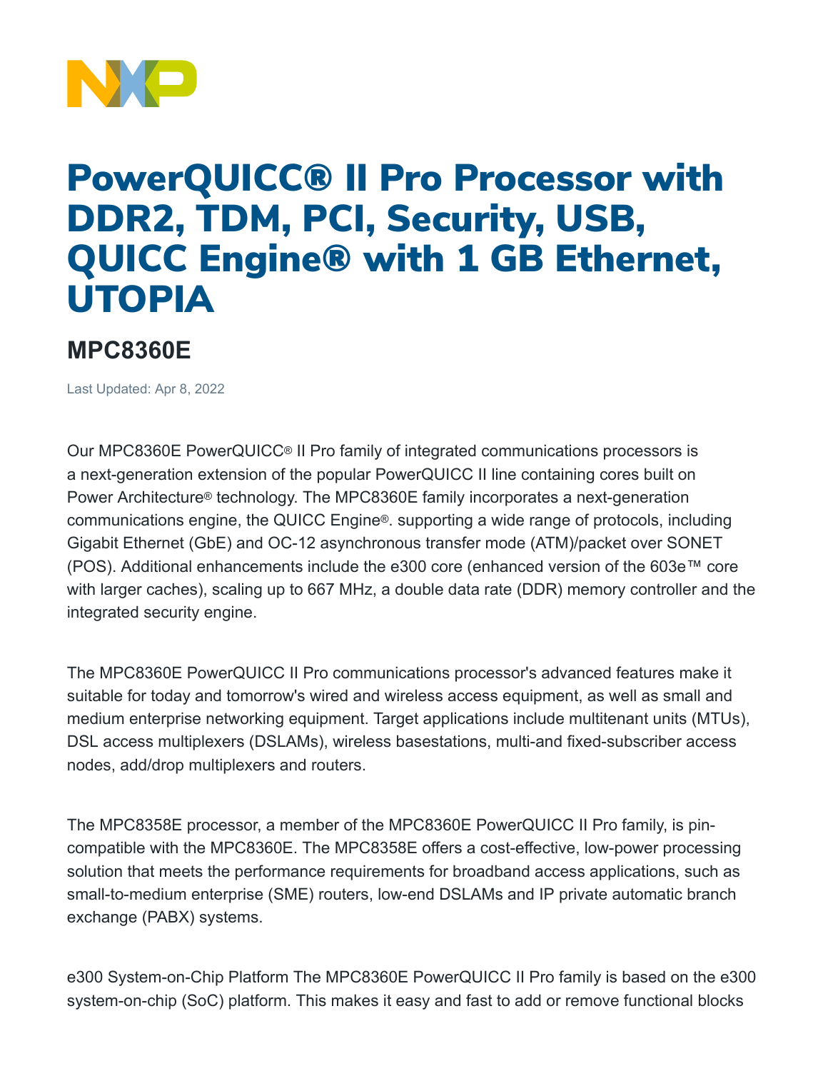# PowerQUICC® II Pro Processor with DDR2, TDM, PCI, Security, USB, QUICC Engine® with 1 GB Ethernet, UTOPIA

## MPC8360E

Last Updated: Apr 8, 2022

Our MPC8360E PowerQUICC® II Pro family of integrated communications processors is a next-generation extension of the popular PowerQUICC II line containing cores built on Power Architecture® technology. The MPC8360E family incorporates a next-generation communications engine, the QUICC Engine®. supporting a wide range of protocols, including Gigabit Ethernet (GbE) and OC-12 asynchronous transfer mode (ATM)/packet over SONET (POS). Additional enhancements include the e300 core (enhanced version of the 603e™ core with larger caches), scaling up to 667 MHz, a double data rate (DDR) memory controller and the integrated security engine.

The MPC8360E PowerQUICC II Pro communications processor's advanced features make it suitable for today and tomorrow's wired and wireless access equipment, as well as small and medium enterprise networking equipment. Target applications include multitenant units (MTUs), DSL access multiplexers (DSLAMs), wireless basestations, multi-and fixed-subscriber access nodes, add/drop multiplexers and routers.

The MPC8358E processor, a member of the MPC8360E PowerQUICC II Pro family, is pin-compatible with the MPC8360E. The MPC8358E offers a cost-effective, low-power processing solution that meets the performance requirements for broadband access applications, such as small-to-medium enterprise (SME) routers, low-end DSLAMs and IP private automatic branch exchange (PABX) systems.

e300 System-on-Chip Platform The MPC8360E PowerQUICC II Pro family is based on the e300 system-on-chip (SoC) platform. This makes it easy and fast to add or remove functional blocks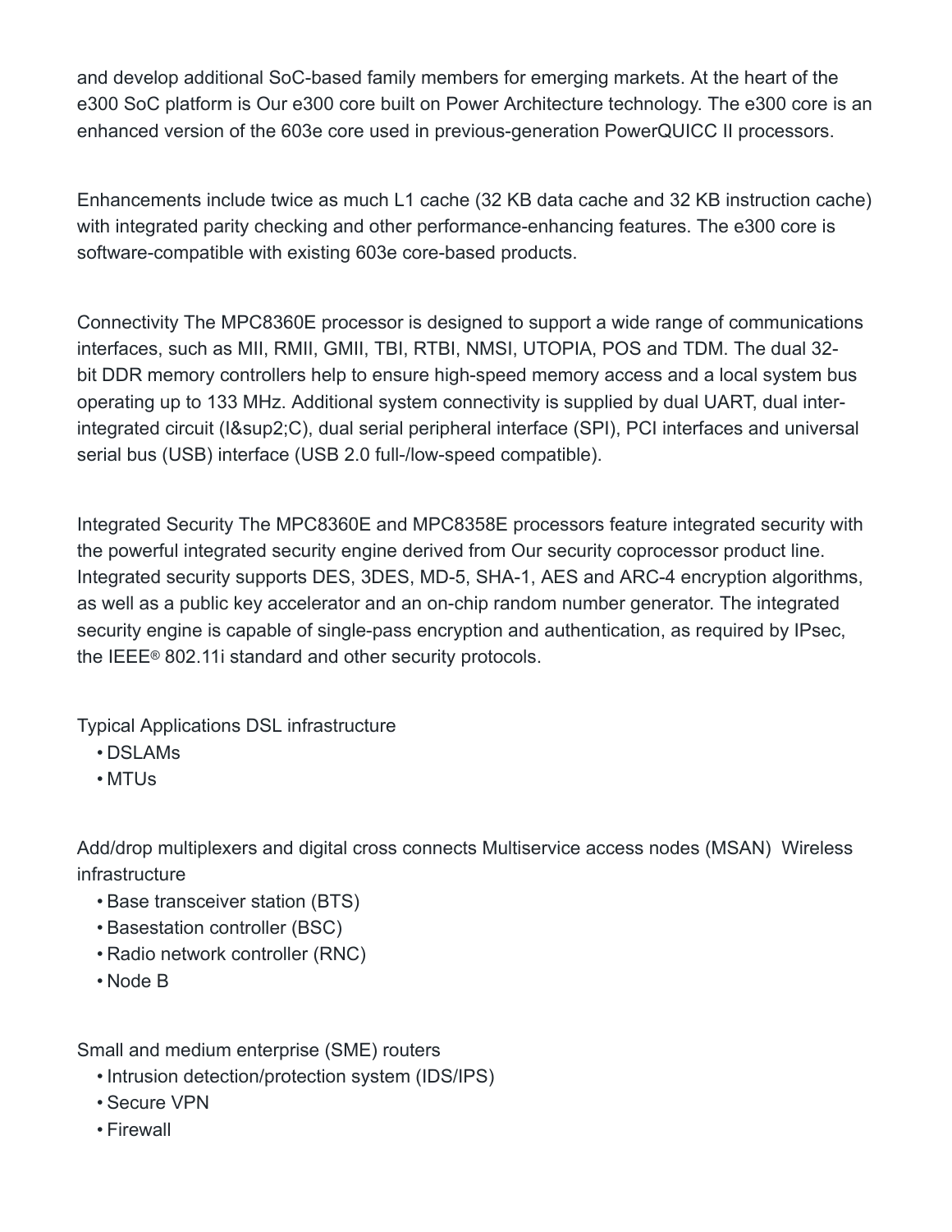and develop additional SoC-based family members for emerging markets. At the heart of the e300 SoC platform is Our e300 core built on Power Architecture technology. The e300 core is an enhanced version of the 603e core used in previous-generation PowerQUICC II processors.

Enhancements include twice as much L1 cache (32 KB data cache and 32 KB instruction cache) with integrated parity checking and other performance-enhancing features. The e300 core is software-compatible with existing 603e core-based products.

Connectivity The MPC8360E processor is designed to support a wide range of communications interfaces, such as MII, RMII, GMII, TBI, RTBI, NMSI, UTOPIA, POS and TDM. The dual 32-bit DDR memory controllers help to ensure high-speed memory access and a local system bus operating up to 133 MHz. Additional system connectivity is supplied by dual UART, dual inter-integrated circuit (I&sup2;C), dual serial peripheral interface (SPI), PCI interfaces and universal serial bus (USB) interface (USB 2.0 full-/low-speed compatible).

Integrated Security The MPC8360E and MPC8358E processors feature integrated security with the powerful integrated security engine derived from Our security coprocessor product line. Integrated security supports DES, 3DES, MD-5, SHA-1, AES and ARC-4 encryption algorithms, as well as a public key accelerator and an on-chip random number generator. The integrated security engine is capable of single-pass encryption and authentication, as required by IPsec, the IEEE® 802.11i standard and other security protocols.

Typical Applications DSL infrastructure

- DSLAMs
- MTUs

Add/drop multiplexers and digital cross connects Multiservice access nodes (MSAN) Wireless infrastructure

- Base transceiver station (BTS)
- Basestation controller (BSC)
- Radio network controller (RNC)
- Node B

Small and medium enterprise (SME) routers

- Intrusion detection/protection system (IDS/IPS)
- Secure VPN
- Firewall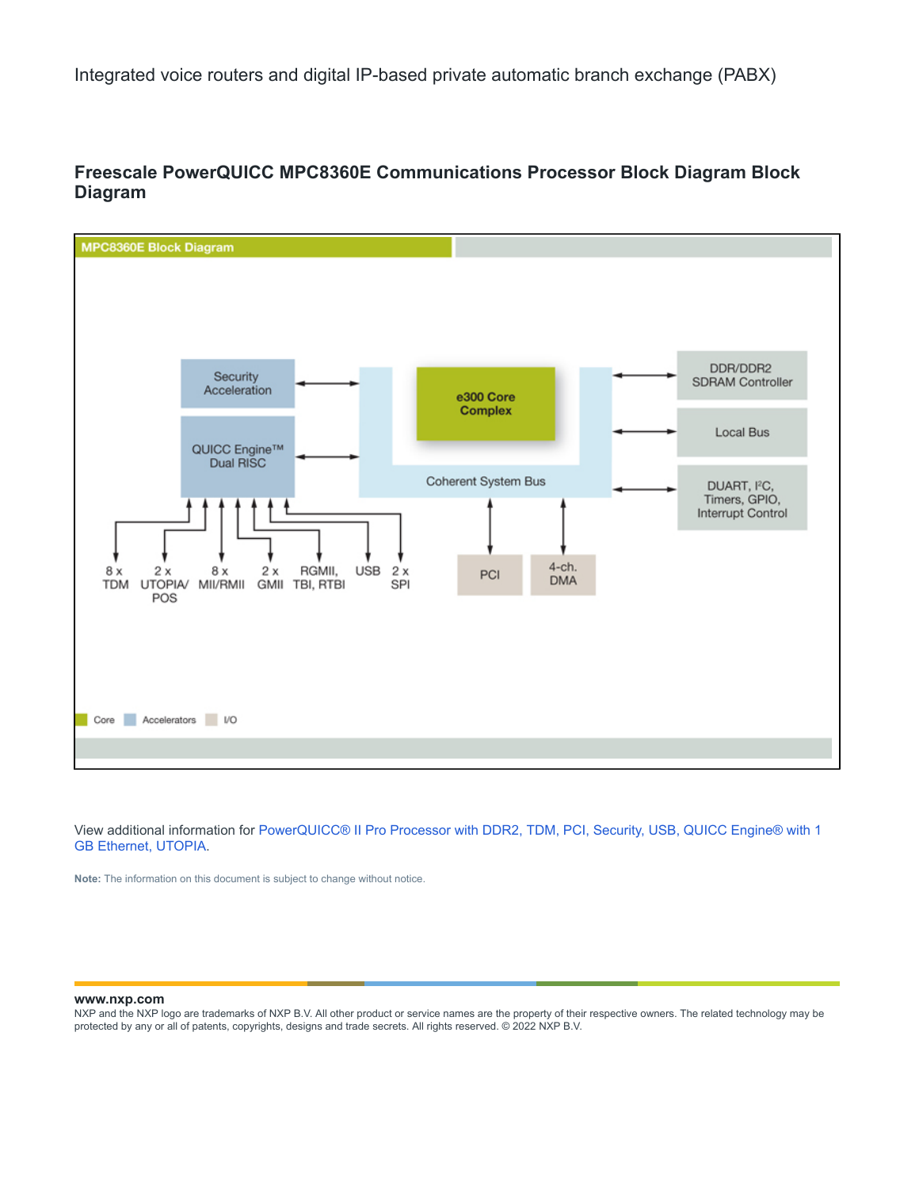Integrated voice routers and digital IP-based private automatic branch exchange (PABX)

## Freescale PowerQUICC MPC8360E Communications Processor Block Diagram Block Diagram

MPC8360E Block Diagram

Security Acceleration

QUICC Engine™ Dual RISC

e300 Core Complex

Coherent System Bus

DDR/DDR2 SDRAM Controller

Local Bus

DUART, I²C, Timers, GPIO, Interrupt Control

8 x TDM

2 x UTOPIA/ POS

8 x MII/RMII

2 x GMII

RGMII, TBI, RTBI

USB

2 x SPI

PCI

4-ch. DMA

Core

Accelerators

I/O

View additional information for PowerQUICC® II Pro Processor with DDR2, TDM, PCI, Security, USB, QUICC Engine® with 1 GB Ethernet, UTOPIA.

**Note:** The information on this document is subject to change without notice.

**www.nxp.com**

NXP and the NXP logo are trademarks of NXP B.V. All other product or service names are the property of their respective owners. The related technology may be protected by any or all of patents, copyrights, designs and trade secrets. All rights reserved. © 2022 NXP B.V.